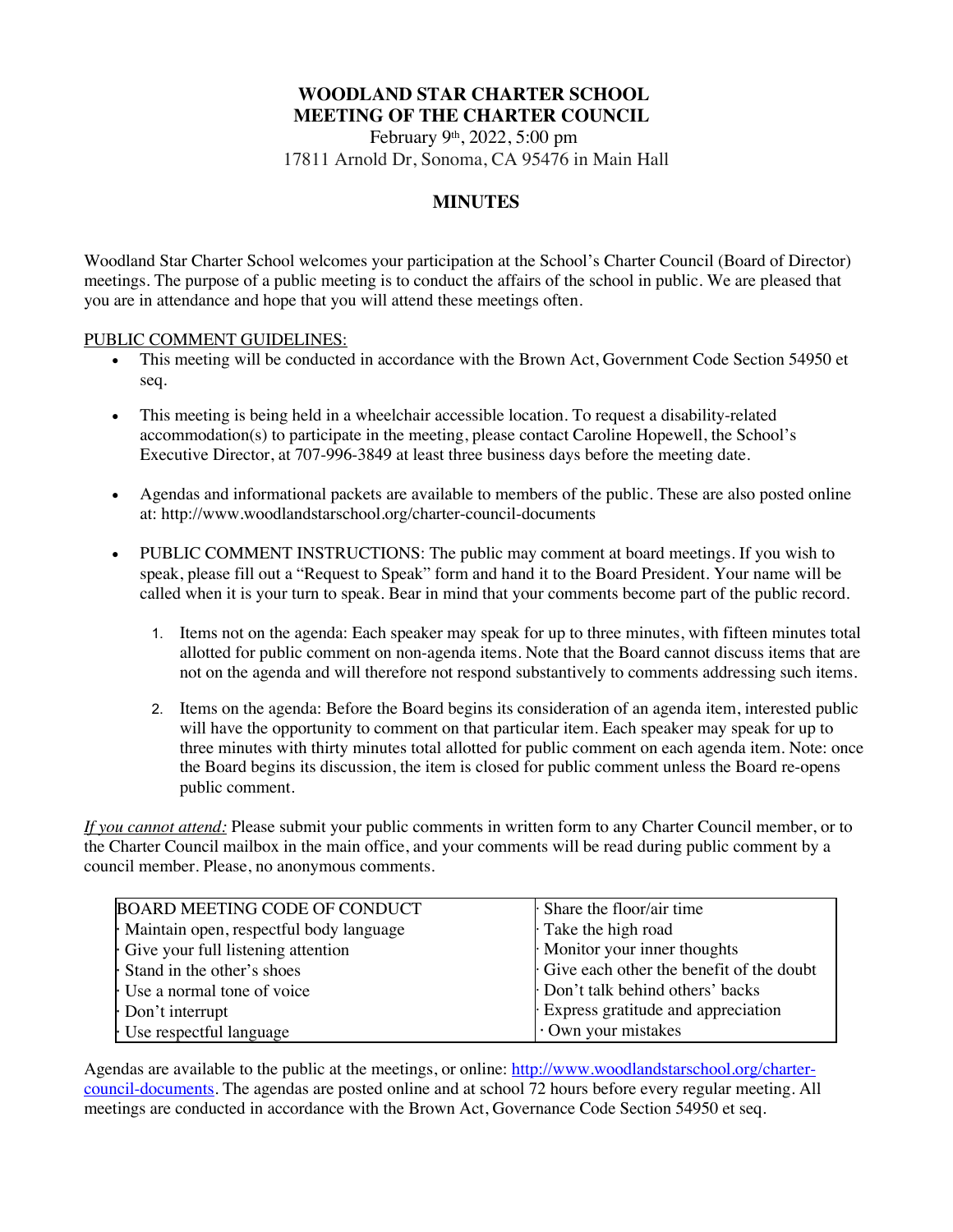# WOODLAND STAR CHARTER SCHOOL
# MEETING OF THE CHARTER COUNCIL

February 9th, 2022, 5:00 pm
17811 Arnold Dr, Sonoma, CA 95476 in Main Hall

## MINUTES

Woodland Star Charter School welcomes your participation at the School's Charter Council (Board of Director) meetings. The purpose of a public meeting is to conduct the affairs of the school in public. We are pleased that you are in attendance and hope that you will attend these meetings often.

PUBLIC COMMENT GUIDELINES:

- This meeting will be conducted in accordance with the Brown Act, Government Code Section 54950 et seq.
- This meeting is being held in a wheelchair accessible location. To request a disability-related accommodation(s) to participate in the meeting, please contact Caroline Hopewell, the School's Executive Director, at 707-996-3849 at least three business days before the meeting date.
- Agendas and informational packets are available to members of the public. These are also posted online at: http://www.woodlandstarschool.org/charter-council-documents
- PUBLIC COMMENT INSTRUCTIONS: The public may comment at board meetings. If you wish to speak, please fill out a "Request to Speak" form and hand it to the Board President. Your name will be called when it is your turn to speak. Bear in mind that your comments become part of the public record.
    1. Items not on the agenda: Each speaker may speak for up to three minutes, with fifteen minutes total allotted for public comment on non-agenda items. Note that the Board cannot discuss items that are not on the agenda and will therefore not respond substantively to comments addressing such items.
    2. Items on the agenda: Before the Board begins its consideration of an agenda item, interested public will have the opportunity to comment on that particular item. Each speaker may speak for up to three minutes with thirty minutes total allotted for public comment on each agenda item. Note: once the Board begins its discussion, the item is closed for public comment unless the Board re-opens public comment.

*If you cannot attend:* Please submit your public comments in written form to any Charter Council member, or to the Charter Council mailbox in the main office, and your comments will be read during public comment by a council member. Please, no anonymous comments.

| BOARD MEETING CODE OF CONDUCT | · Share the floor/air time |
|---|---|
| · Maintain open, respectful body language | · Take the high road |
| · Give your full listening attention | · Monitor your inner thoughts |
| · Stand in the other's shoes | · Give each other the benefit of the doubt |
| · Use a normal tone of voice | · Don't talk behind others' backs |
| · Don't interrupt | · Express gratitude and appreciation |
| · Use respectful language | · Own your mistakes |

Agendas are available to the public at the meetings, or online: http://www.woodlandstarschool.org/charter-council-documents. The agendas are posted online and at school 72 hours before every regular meeting. All meetings are conducted in accordance with the Brown Act, Governance Code Section 54950 et seq.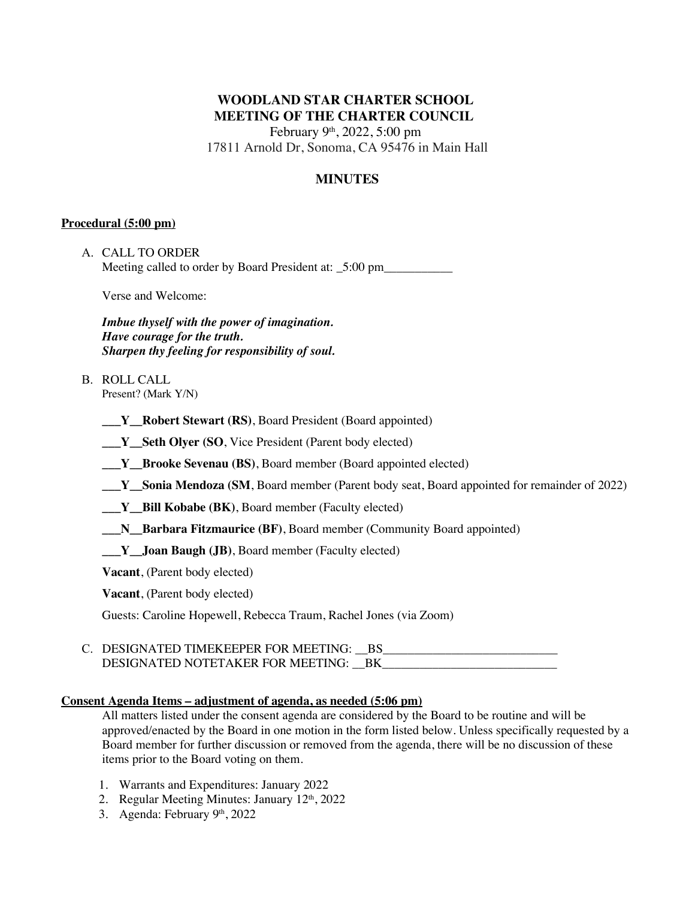# WOODLAND STAR CHARTER SCHOOL
# MEETING OF THE CHARTER COUNCIL

February 9th, 2022, 5:00 pm
17811 Arnold Dr, Sonoma, CA 95476 in Main Hall

## MINUTES

### Procedural (5:00 pm)

A. CALL TO ORDER
Meeting called to order by Board President at: _5:00 pm___________

Verse and Welcome:

***Imbue thyself with the power of imagination.***
***Have courage for the truth.***
***Sharpen thy feeling for responsibility of soul.***

B. ROLL CALL
Present? (Mark Y/N)

___Y__**Robert Stewart (RS)**, Board President (Board appointed)

___Y__**Seth Olyer (SO**, Vice President (Parent body elected)

___Y__**Brooke Sevenau (BS)**, Board member (Board appointed elected)

___Y__**Sonia Mendoza (SM**, Board member (Parent body seat, Board appointed for remainder of 2022)

___Y__**Bill Kobabe (BK)**, Board member (Faculty elected)

___N__**Barbara Fitzmaurice (BF)**, Board member (Community Board appointed)

___Y__**Joan Baugh (JB)**, Board member (Faculty elected)

**Vacant**, (Parent body elected)

**Vacant**, (Parent body elected)

Guests: Caroline Hopewell, Rebecca Traum, Rachel Jones (via Zoom)

C. DESIGNATED TIMEKEEPER FOR MEETING: __BS____________________________
DESIGNATED NOTETAKER FOR MEETING: __BK____________________________

### Consent Agenda Items – adjustment of agenda, as needed (5:06 pm)

All matters listed under the consent agenda are considered by the Board to be routine and will be approved/enacted by the Board in one motion in the form listed below. Unless specifically requested by a Board member for further discussion or removed from the agenda, there will be no discussion of these items prior to the Board voting on them.

1. Warrants and Expenditures: January 2022
2. Regular Meeting Minutes: January 12th, 2022
3. Agenda: February 9th, 2022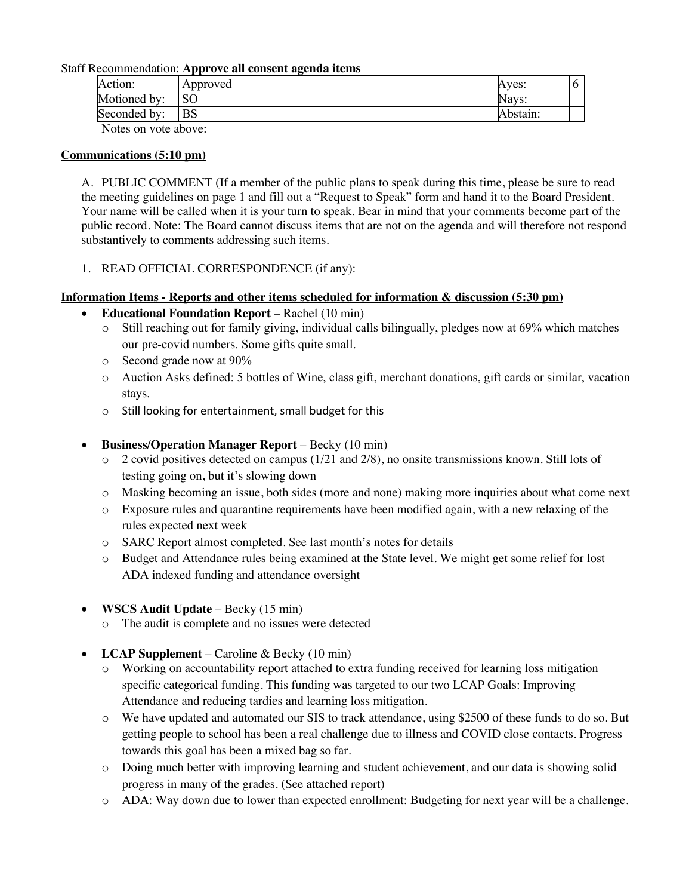Staff Recommendation: **Approve all consent agenda items**

| Action: | Approved | Ayes: | 6 |
|---|---|---|---|
| Motioned by: | SO | Nays: | |
| Seconded by: | BS | Abstain: | |

Notes on vote above:

**Communications (5:10 pm)**

A. PUBLIC COMMENT (If a member of the public plans to speak during this time, please be sure to read the meeting guidelines on page 1 and fill out a "Request to Speak" form and hand it to the Board President. Your name will be called when it is your turn to speak. Bear in mind that your comments become part of the public record. Note: The Board cannot discuss items that are not on the agenda and will therefore not respond substantively to comments addressing such items.

1. READ OFFICIAL CORRESPONDENCE (if any):

**Information Items - Reports and other items scheduled for information & discussion (5:30 pm)**

- **Educational Foundation Report** – Rachel (10 min)
  - Still reaching out for family giving, individual calls bilingually, pledges now at 69% which matches our pre-covid numbers. Some gifts quite small.
  - Second grade now at 90%
  - Auction Asks defined: 5 bottles of Wine, class gift, merchant donations, gift cards or similar, vacation stays.
  - Still looking for entertainment, small budget for this

- **Business/Operation Manager Report** – Becky (10 min)
  - 2 covid positives detected on campus (1/21 and 2/8), no onsite transmissions known. Still lots of testing going on, but it's slowing down
  - Masking becoming an issue, both sides (more and none) making more inquiries about what come next
  - Exposure rules and quarantine requirements have been modified again, with a new relaxing of the rules expected next week
  - SARC Report almost completed. See last month's notes for details
  - Budget and Attendance rules being examined at the State level. We might get some relief for lost ADA indexed funding and attendance oversight

- **WSCS Audit Update** – Becky (15 min)
  - The audit is complete and no issues were detected

- **LCAP Supplement** – Caroline & Becky (10 min)
  - Working on accountability report attached to extra funding received for learning loss mitigation specific categorical funding. This funding was targeted to our two LCAP Goals: Improving Attendance and reducing tardies and learning loss mitigation.
  - We have updated and automated our SIS to track attendance, using $2500 of these funds to do so. But getting people to school has been a real challenge due to illness and COVID close contacts. Progress towards this goal has been a mixed bag so far.
  - Doing much better with improving learning and student achievement, and our data is showing solid progress in many of the grades. (See attached report)
  - ADA: Way down due to lower than expected enrollment: Budgeting for next year will be a challenge.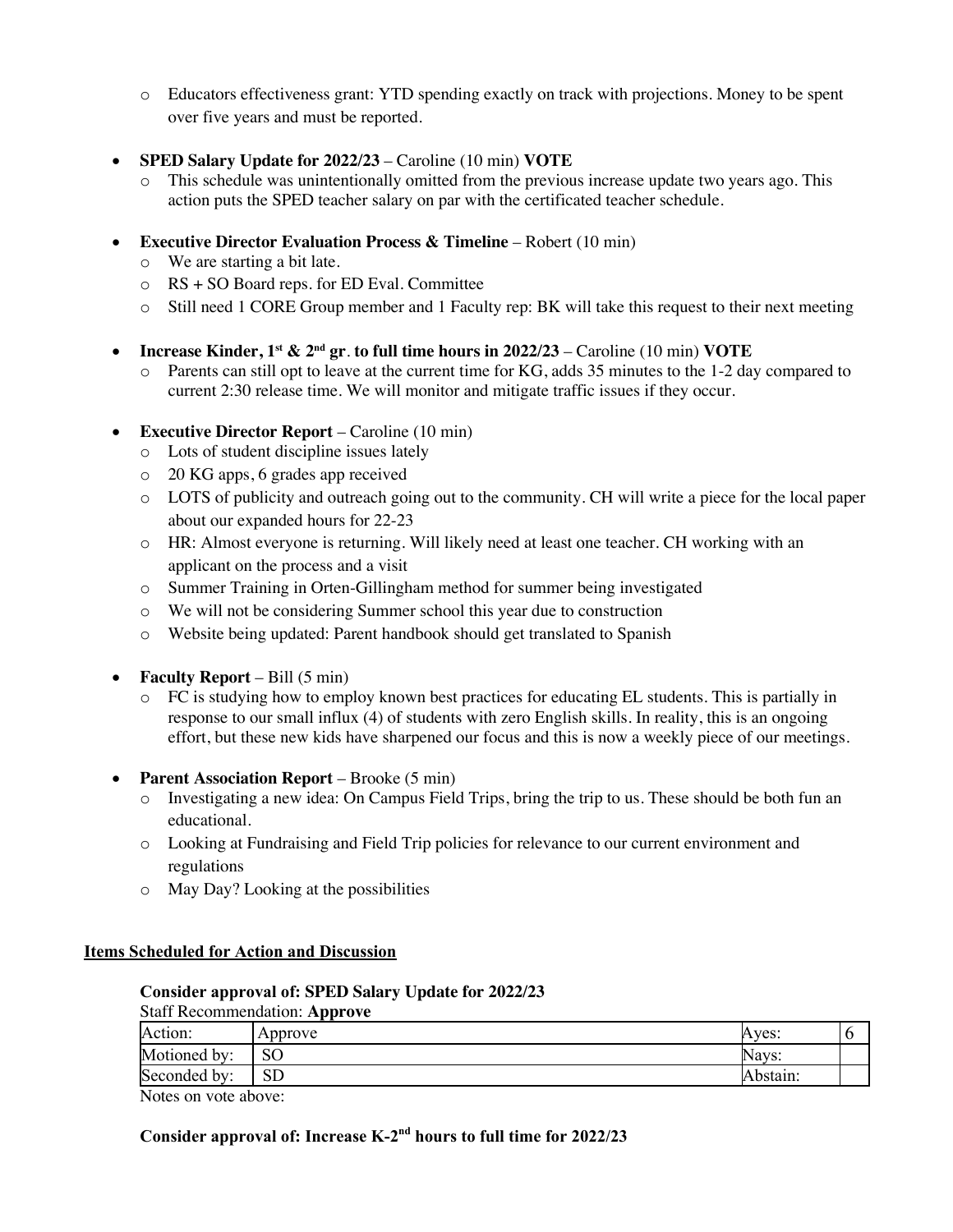- Educators effectiveness grant: YTD spending exactly on track with projections. Money to be spent over five years and must be reported.

- **SPED Salary Update for 2022/23** – Caroline (10 min) **VOTE**
   - This schedule was unintentionally omitted from the previous increase update two years ago. This action puts the SPED teacher salary on par with the certificated teacher schedule.

- **Executive Director Evaluation Process & Timeline** – Robert (10 min)
   - We are starting a bit late.
   - RS + SO Board reps. for ED Eval. Committee
   - Still need 1 CORE Group member and 1 Faculty rep: BK will take this request to their next meeting

- **Increase Kinder, 1st & 2nd gr. to full time hours in 2022/23** – Caroline (10 min) **VOTE**
   - Parents can still opt to leave at the current time for KG, adds 35 minutes to the 1-2 day compared to current 2:30 release time. We will monitor and mitigate traffic issues if they occur.

- **Executive Director Report** – Caroline (10 min)
   - Lots of student discipline issues lately
   - 20 KG apps, 6 grades app received
   - LOTS of publicity and outreach going out to the community. CH will write a piece for the local paper about our expanded hours for 22-23
   - HR: Almost everyone is returning. Will likely need at least one teacher. CH working with an applicant on the process and a visit
   - Summer Training in Orten-Gillingham method for summer being investigated
   - We will not be considering Summer school this year due to construction
   - Website being updated: Parent handbook should get translated to Spanish

- **Faculty Report** – Bill (5 min)
   - FC is studying how to employ known best practices for educating EL students. This is partially in response to our small influx (4) of students with zero English skills. In reality, this is an ongoing effort, but these new kids have sharpened our focus and this is now a weekly piece of our meetings.

- **Parent Association Report** – Brooke (5 min)
   - Investigating a new idea: On Campus Field Trips, bring the trip to us. These should be both fun an educational.
   - Looking at Fundraising and Field Trip policies for relevance to our current environment and regulations
   - May Day? Looking at the possibilities

## Items Scheduled for Action and Discussion

**Consider approval of: SPED Salary Update for 2022/23**

Staff Recommendation: **Approve**

| Action: | Approve | Ayes: | 6 |
|---|---|---|---|
| Motioned by: | SO | Nays: | |
| Seconded by: | SD | Abstain: | |

Notes on vote above:

**Consider approval of: Increase K-2nd hours to full time for 2022/23**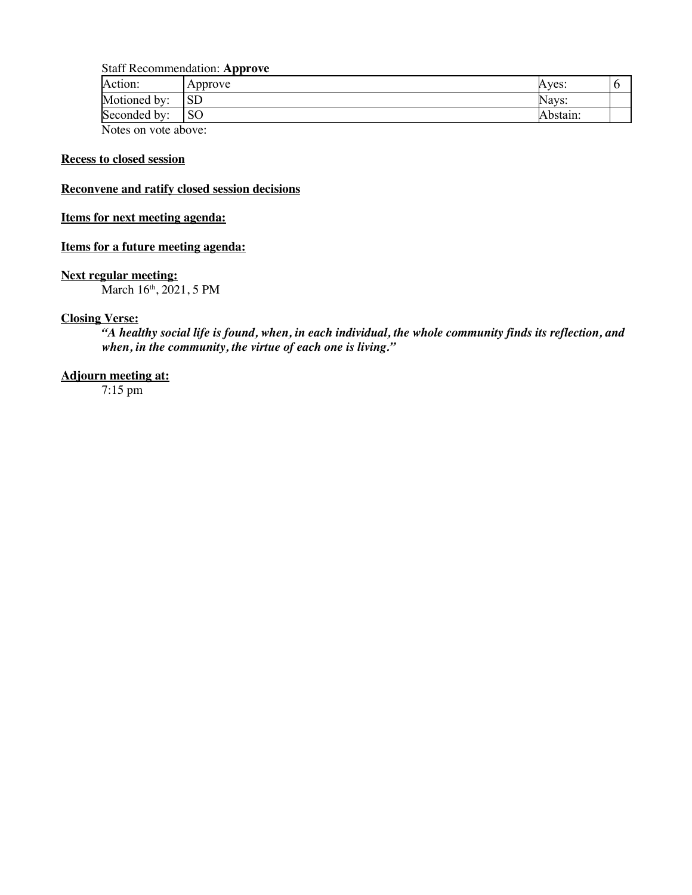Staff Recommendation: **Approve**

| | | | |
|---|---|---|---|
| Action: | Approve | Ayes: | 6 |
| Motioned by: | SD | Nays: | |
| Seconded by: | SO | Abstain: | |

Notes on vote above:

**Recess to closed session**

**Reconvene and ratify closed session decisions**

**Items for next meeting agenda:**

**Items for a future meeting agenda:**

**Next regular meeting:**

March 16th, 2021, 5 PM

**Closing Verse:**

***"A healthy social life is found, when, in each individual, the whole community finds its reflection, and when, in the community, the virtue of each one is living."***

**Adjourn meeting at:**

7:15 pm